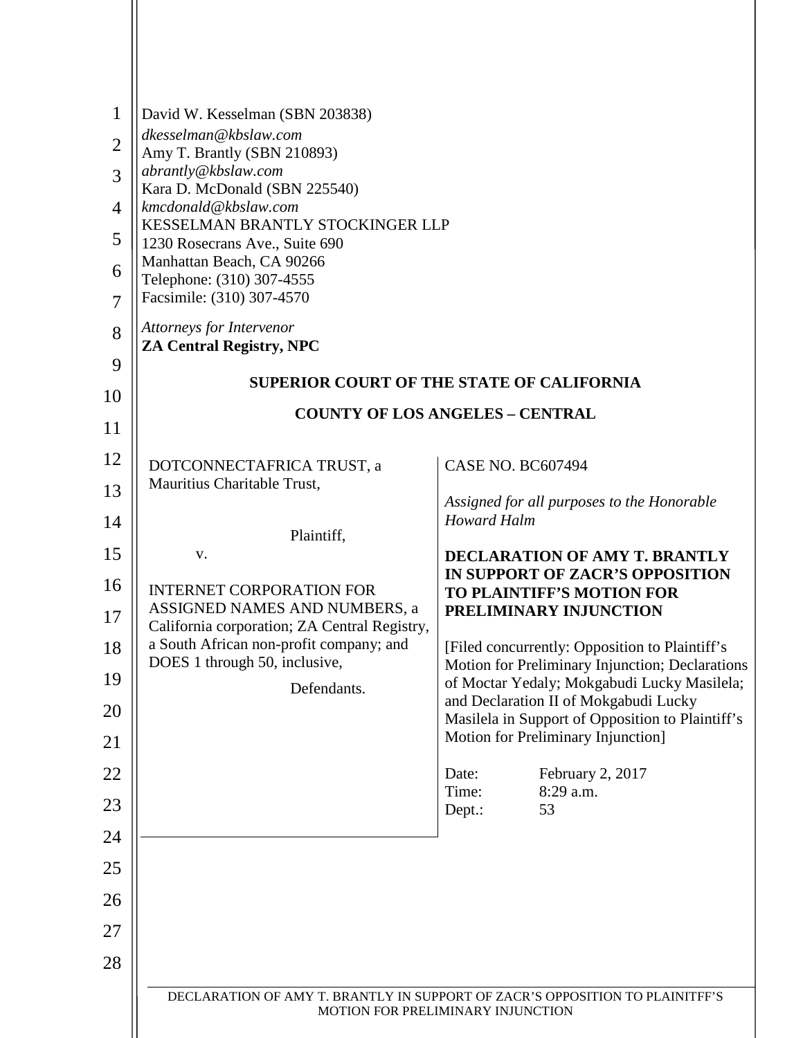David W. Kesselman (SBN 203838)
*dkesselman@kbslaw.com*
Amy T. Brantly (SBN 210893)
*abrantly@kbslaw.com*
Kara D. McDonald (SBN 225540)
*kmcdonald@kbslaw.com*
KESSELMAN BRANTLY STOCKINGER LLP
1230 Rosecrans Ave., Suite 690
Manhattan Beach, CA 90266
Telephone: (310) 307-4555
Facsimile: (310) 307-4570

*Attorneys for Intervenor*
**ZA Central Registry, NPC**

**SUPERIOR COURT OF THE STATE OF CALIFORNIA**

**COUNTY OF LOS ANGELES – CENTRAL**

DOTCONNECTAFRICA TRUST, a Mauritius Charitable Trust,

Plaintiff,

v.

INTERNET CORPORATION FOR ASSIGNED NAMES AND NUMBERS, a California corporation; ZA Central Registry, a South African non-profit company; and DOES 1 through 50, inclusive,

Defendants.

CASE NO. BC607494

*Assigned for all purposes to the Honorable Howard Halm*

**DECLARATION OF AMY T. BRANTLY IN SUPPORT OF ZACR'S OPPOSITION TO PLAINTIFF'S MOTION FOR PRELIMINARY INJUNCTION**

[Filed concurrently: Opposition to Plaintiff's Motion for Preliminary Injunction; Declarations of Moctar Yedaly; Mokgabudi Lucky Masilela; and Declaration II of Mokgabudi Lucky Masilela in Support of Opposition to Plaintiff's Motion for Preliminary Injunction]

Date: February 2, 2017
Time: 8:29 a.m.
Dept.: 53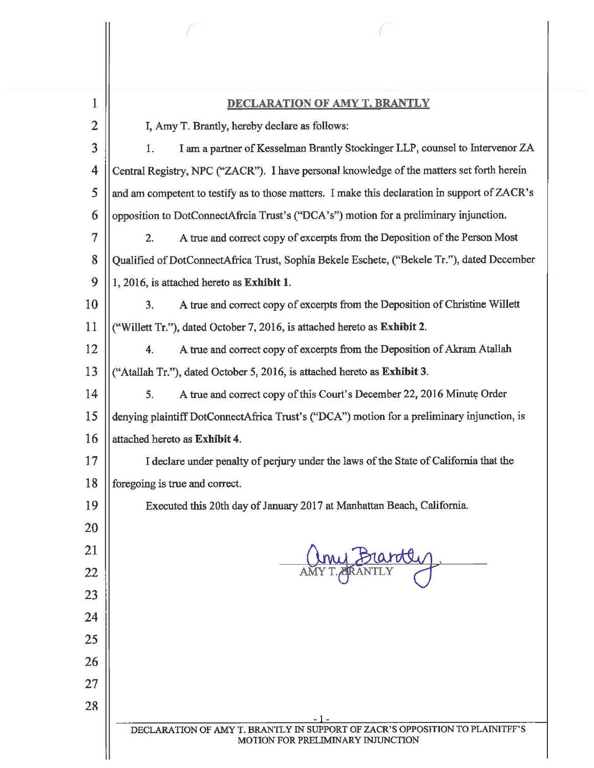## DECLARATION OF AMY T. BRANTLY

I, Amy T. Brantly, hereby declare as follows:

1. I am a partner of Kesselman Brantly Stockinger LLP, counsel to Intervenor ZA Central Registry, NPC ("ZACR"). I have personal knowledge of the matters set forth herein and am competent to testify as to those matters. I make this declaration in support of ZACR's opposition to DotConnectAfrcia Trust's ("DCA's") motion for a preliminary injunction.

2. A true and correct copy of excerpts from the Deposition of the Person Most Qualified of DotConnectAfrica Trust, Sophia Bekele Eschete, ("Bekele Tr."), dated December 1, 2016, is attached hereto as **Exhibit 1**.

3. A true and correct copy of excerpts from the Deposition of Christine Willett ("Willett Tr."), dated October 7, 2016, is attached hereto as **Exhibit 2**.

4. A true and correct copy of excerpts from the Deposition of Akram Atallah ("Atallah Tr."), dated October 5, 2016, is attached hereto as **Exhibit 3**.

5. A true and correct copy of this Court's December 22, 2016 Minute Order denying plaintiff DotConnectAfrica Trust's ("DCA") motion for a preliminary injunction, is attached hereto as **Exhibit 4**.

I declare under penalty of perjury under the laws of the State of California that the foregoing is true and correct.

Executed this 20th day of January 2017 at Manhattan Beach, California.

Amy Brantly

AMY T. BRANTLY

DECLARATION OF AMY T. BRANTLY IN SUPPORT OF ZACR'S OPPOSITION TO PLAINITFF'S MOTION FOR PRELIMINARY INJUNCTION